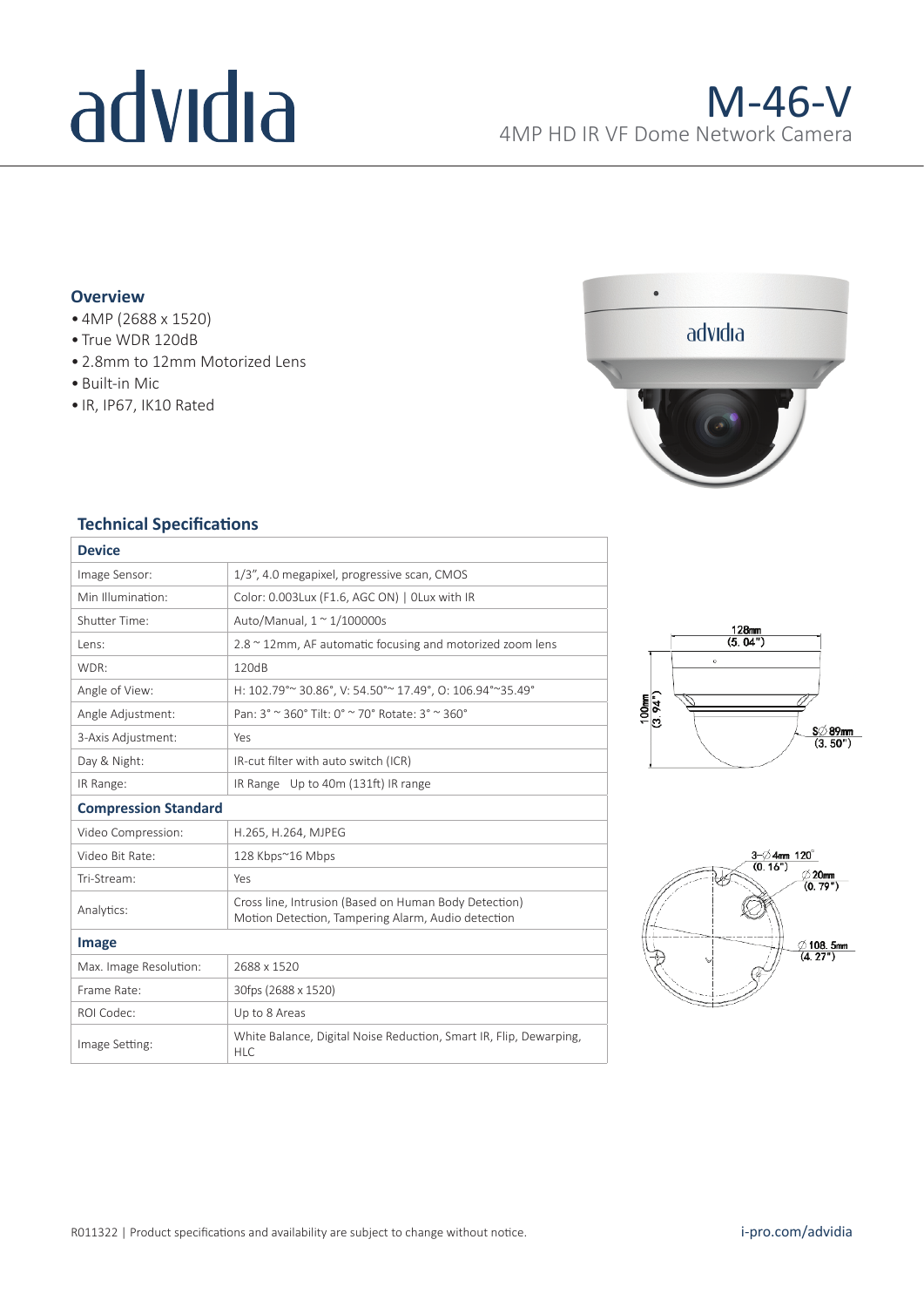# advidia

## M-46-V

4MP HD IR VF Dome Network Camera

### Overview

- 4MP (2688 x 1520)
- True WDR 120dB
- 2.8mm to 12mm Motorized Lens
- Built-in Mic
- IR, IP67, IK10 Rated

### Technical Specifications

| **Device** | |
|---|---|
| Image Sensor: | 1/3", 4.0 megapixel, progressive scan, CMOS |
| Min Illumination: | Color: 0.003Lux (F1.6, AGC ON) \| 0Lux with IR |
| Shutter Time: | Auto/Manual, 1 ~ 1/100000s |
| Lens: | 2.8 ~ 12mm, AF automatic focusing and motorized zoom lens |
| WDR: | 120dB |
| Angle of View: | H: 102.79°~ 30.86°, V: 54.50°~ 17.49°, O: 106.94°~35.49° |
| Angle Adjustment: | Pan: 3° ~ 360° Tilt: 0° ~ 70° Rotate: 3° ~ 360° |
| 3-Axis Adjustment: | Yes |
| Day & Night: | IR-cut filter with auto switch (ICR) |
| IR Range: | IR Range Up to 40m (131ft) IR range |
| **Compression Standard** | |
| Video Compression: | H.265, H.264, MJPEG |
| Video Bit Rate: | 128 Kbps~16 Mbps |
| Tri-Stream: | Yes |
| Analytics: | Cross line, Intrusion (Based on Human Body Detection) Motion Detection, Tampering Alarm, Audio detection |
| **Image** | |
| Max. Image Resolution: | 2688 x 1520 |
| Frame Rate: | 30fps (2688 x 1520) |
| ROI Codec: | Up to 8 Areas |
| Image Setting: | White Balance, Digital Noise Reduction, Smart IR, Flip, Dewarping, HLC |

128mm (5.04")

100mm (3.94")

S∅89mm (3.50")

3-∅4mm 120° (0.16")

∅20mm (0.79")

∅108.5mm (4.27")

R011322 | Product specifications and availability are subject to change without notice.

i-pro.com/advidia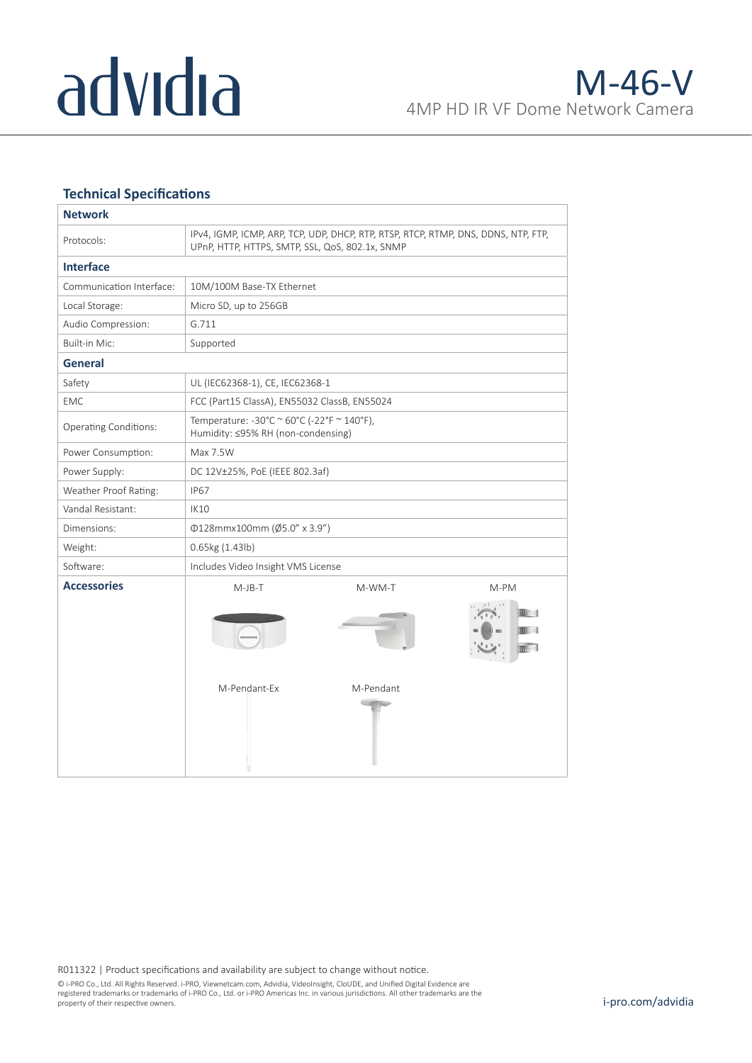# advidia

## M-46-V
4MP HD IR VF Dome Network Camera

### Technical Specifications

| | |
|---|---|
| **Network** | |
| Protocols: | IPv4, IGMP, ICMP, ARP, TCP, UDP, DHCP, RTP, RTSP, RTCP, RTMP, DNS, DDNS, NTP, FTP, UPnP, HTTP, HTTPS, SMTP, SSL, QoS, 802.1x, SNMP |
| **Interface** | |
| Communication Interface: | 10M/100M Base-TX Ethernet |
| Local Storage: | Micro SD, up to 256GB |
| Audio Compression: | G.711 |
| Built-in Mic: | Supported |
| **General** | |
| Safety | UL (IEC62368-1), CE, IEC62368-1 |
| EMC | FCC (Part15 ClassA), EN55032 ClassB, EN55024 |
| Operating Conditions: | Temperature: -30°C ~ 60°C (-22°F ~ 140°F), Humidity: ≤95% RH (non-condensing) |
| Power Consumption: | Max 7.5W |
| Power Supply: | DC 12V±25%, PoE (IEEE 802.3af) |
| Weather Proof Rating: | IP67 |
| Vandal Resistant: | IK10 |
| Dimensions: | Φ128mmx100mm (Ø5.0" x 3.9") |
| Weight: | 0.65kg (1.43lb) |
| Software: | Includes Video Insight VMS License |
| **Accessories** | M-JB-T, M-WM-T, M-PM, M-Pendant-Ex, M-Pendant |

R011322 | Product specifications and availability are subject to change without notice.

© i-PRO Co., Ltd. All Rights Reserved. i-PRO, Viewnetcam.com, Advidia, VideoInsight, CloUDE, and Unified Digital Evidence are registered trademarks or trademarks of i-PRO Co., Ltd. or i-PRO Americas Inc. in various jurisdictions. All other trademarks are the property of their respective owners.

i-pro.com/advidia